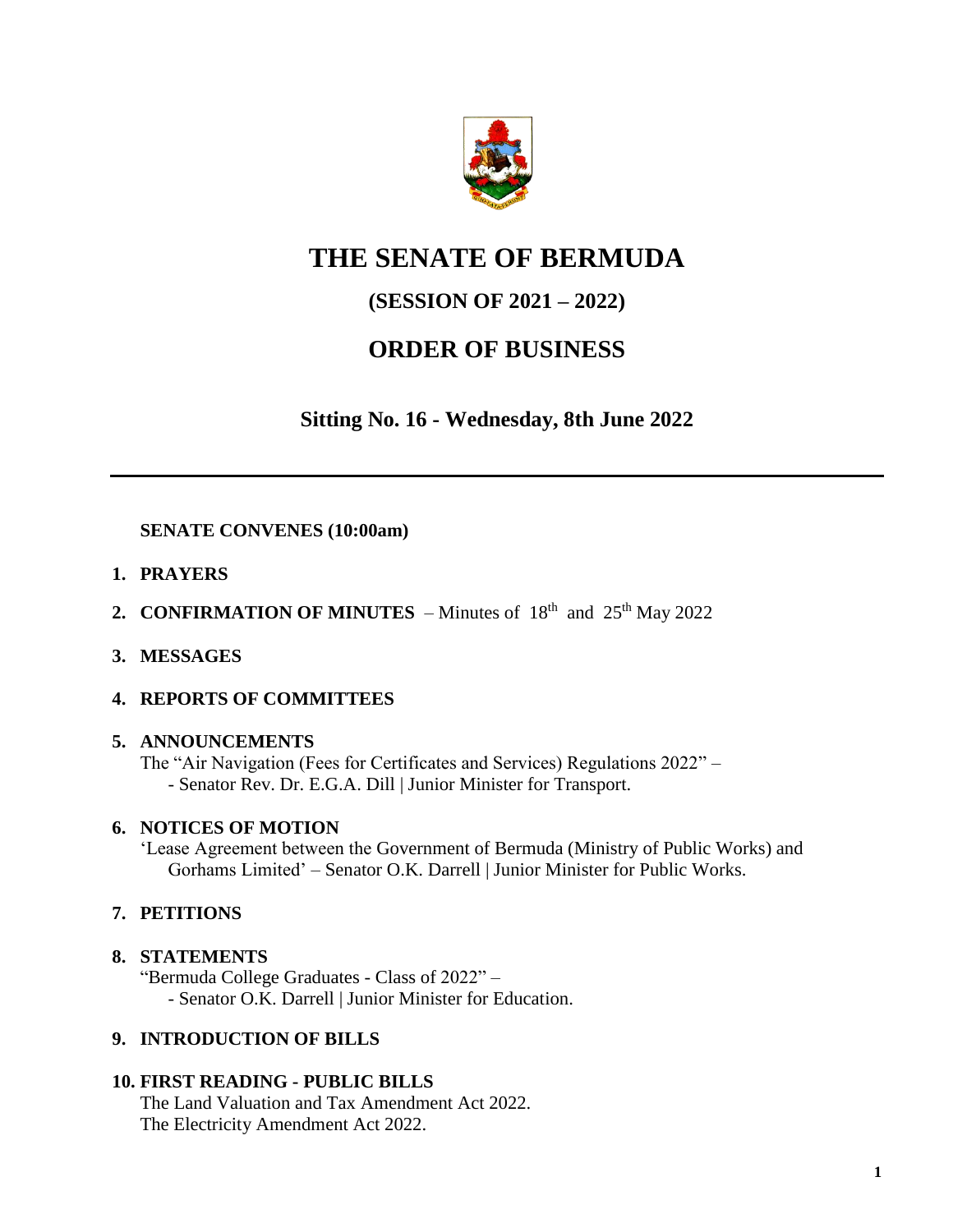# THE SENATE OF BERMUDA

## (SESSION OF 2021 – 2022)

## ORDER OF BUSINESS

### Sitting No. 16 - Wednesday, 8th June 2022

---

**SENATE CONVENES (10:00am)**

1. **PRAYERS**

2. **CONFIRMATION OF MINUTES** – Minutes of 18th and 25th May 2022

3. **MESSAGES**

4. **REPORTS OF COMMITTEES**

5. **ANNOUNCEMENTS**
   The "Air Navigation (Fees for Certificates and Services) Regulations 2022" –
   - Senator Rev. Dr. E.G.A. Dill | Junior Minister for Transport.

6. **NOTICES OF MOTION**
   'Lease Agreement between the Government of Bermuda (Ministry of Public Works) and Gorhams Limited' – Senator O.K. Darrell | Junior Minister for Public Works.

7. **PETITIONS**

8. **STATEMENTS**
   "Bermuda College Graduates - Class of 2022" –
   - Senator O.K. Darrell | Junior Minister for Education.

9. **INTRODUCTION OF BILLS**

10. **FIRST READING - PUBLIC BILLS**
    The Land Valuation and Tax Amendment Act 2022.
    The Electricity Amendment Act 2022.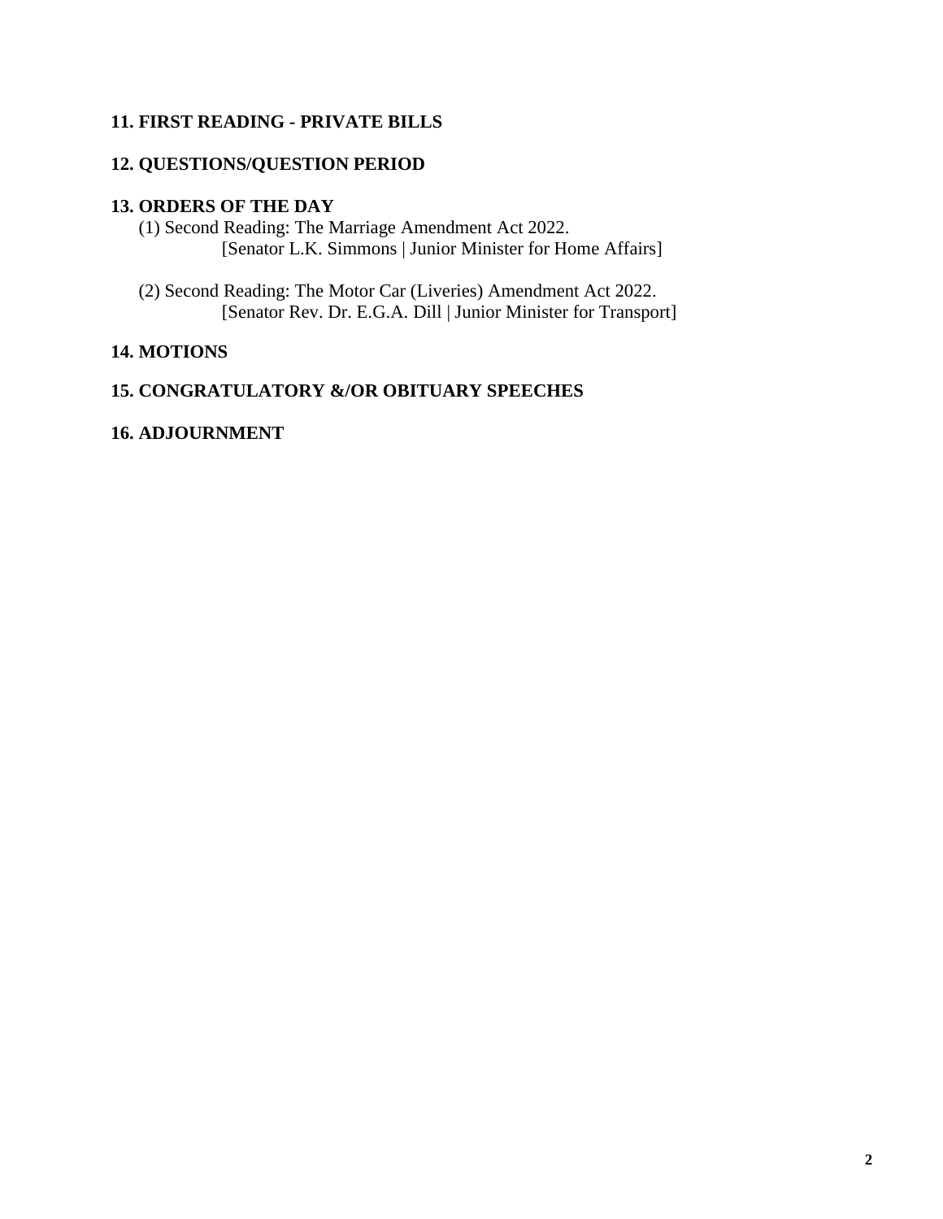**11. FIRST READING - PRIVATE BILLS**

**12. QUESTIONS/QUESTION PERIOD**

**13. ORDERS OF THE DAY**

(1) Second Reading: The Marriage Amendment Act 2022.
[Senator L.K. Simmons | Junior Minister for Home Affairs]

(2) Second Reading: The Motor Car (Liveries) Amendment Act 2022.
[Senator Rev. Dr. E.G.A. Dill | Junior Minister for Transport]

**14. MOTIONS**

**15. CONGRATULATORY &/OR OBITUARY SPEECHES**

**16. ADJOURNMENT**